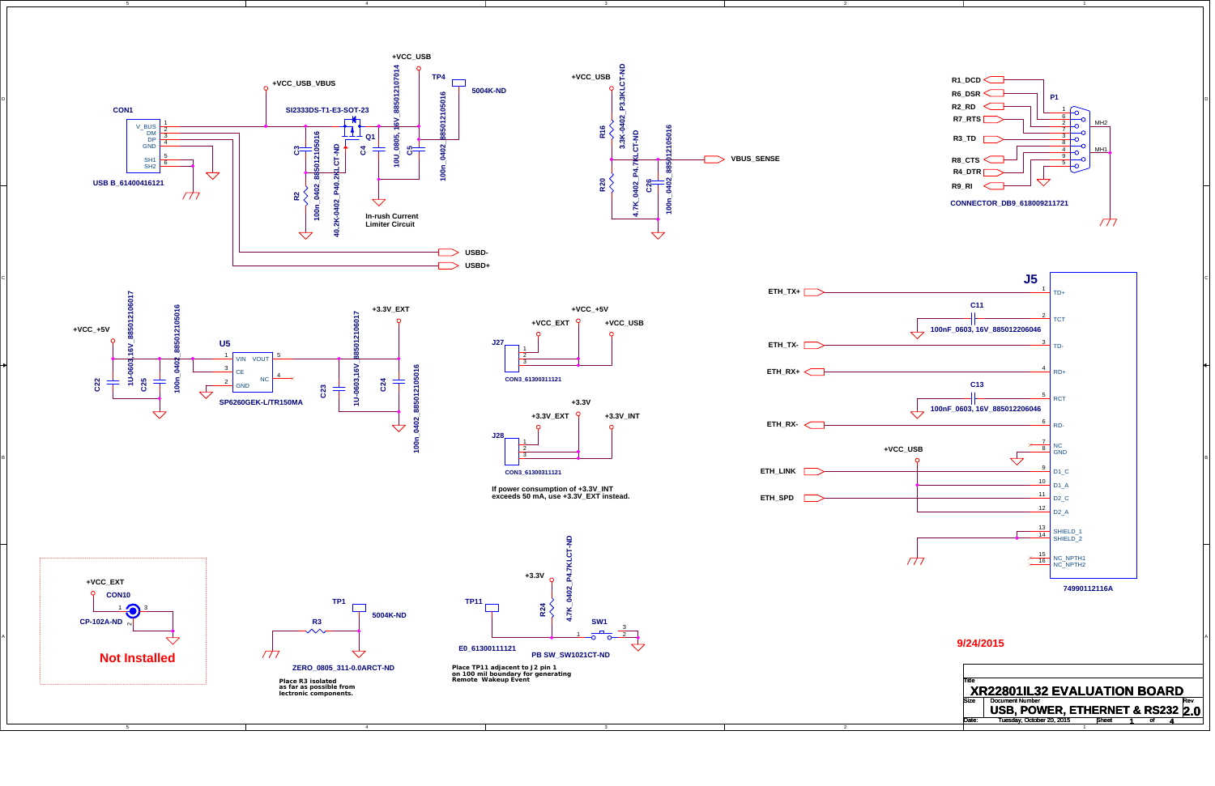# XR22801IL32 EVALUATION BOARD

## USB, POWER, ETHERNET & RS232

Rev 2.0

Date: Tuesday, October 20, 2015

9/24/2015

---

**CON1** — USB B_61400416121
- 1 V_BUS
- 2 DM
- 3 DP
- 4 GND
- 5 SH1
- 6 SH2

+VCC_USB_VBUS

+VCC_USB

SI2333DS-T1-E3-SOT-23 (Q1)

C3 100n_0402_885012105016

R2 40.2K-0402_P40.2KLCT-ND

C4 10U_0805_16V_885012107014

C5 100n_0402_885012105016

TP4 5004K-ND

In-rush Current Limiter Circuit

USBD-

USBD+

R16 3.3K-0402_P3.3KLCT-ND

R20 4.7K_0402_P4.7KLCT-ND

C26 100n_0402_885012105016

VBUS_SENSE

**P1** — CONNECTOR_DB9_618009211721

R1_DCD, R6_DSR, R2_RD, R7_RTS, R3_TD, R8_CTS, R4_DTR, R9_RI

MH1, MH2

**U5** — SP6260GEK-L/TR150MA
- 1 VIN
- 3 CE
- 2 GND
- 5 VOUT
- 4 NC

+VCC_+5V

C22 1U-0603_16V_885012106017

C25 100n_0402_885012105016

+3.3V_EXT

C23 1U-0603_16V_885012106017

C24 100n_0402_885012105016

**J27** — CON3_61300311121

+VCC_+5V, +VCC_EXT, +VCC_USB

**J28** — CON3_61300311121

+3.3V, +3.3V_EXT, +3.3V_INT

If power consumption of +3.3V_INT exceeds 50 mA, use +3.3V_EXT instead.

**J5** — 74990112116A

| Pin | Name | Net |
|---|---|---|
| 1 | TD+ | ETH_TX+ |
| 2 | TCT | C11 100nF_0603, 16V_885012206046 |
| 3 | TD- | ETH_TX- |
| 4 | RD+ | ETH_RX+ |
| 5 | RCT | C13 100nF_0603, 16V_885012206046 |
| 6 | RD- | ETH_RX- |
| 7 | NC | |
| 8 | GND | |
| 9 | D1_C | ETH_LINK |
| 10 | D1_A | +VCC_USB |
| 11 | D2_C | ETH_SPD |
| 12 | D2_A | +VCC_USB |
| 13 | SHIELD_1 | |
| 14 | SHIELD_2 | |
| 15 | NC_NPTH1 | |
| 16 | NC_NPTH2 | |

+VCC_EXT

CON10 CP-102A-ND

**Not Installed**

TP1 5004K-ND

R3 ZERO_0805_311-0.0ARCT-ND

Place R3 isolated as far as possible from lectronic components.

+3.3V

R24 4.7K_0402_P4.7KLCT-ND

TP11 E0_61300111121

SW1 PB SW_SW1021CT-ND

Place TP11 adjacent to J2 pin 1 on 100 mil boundary for generating Remote Wakeup Event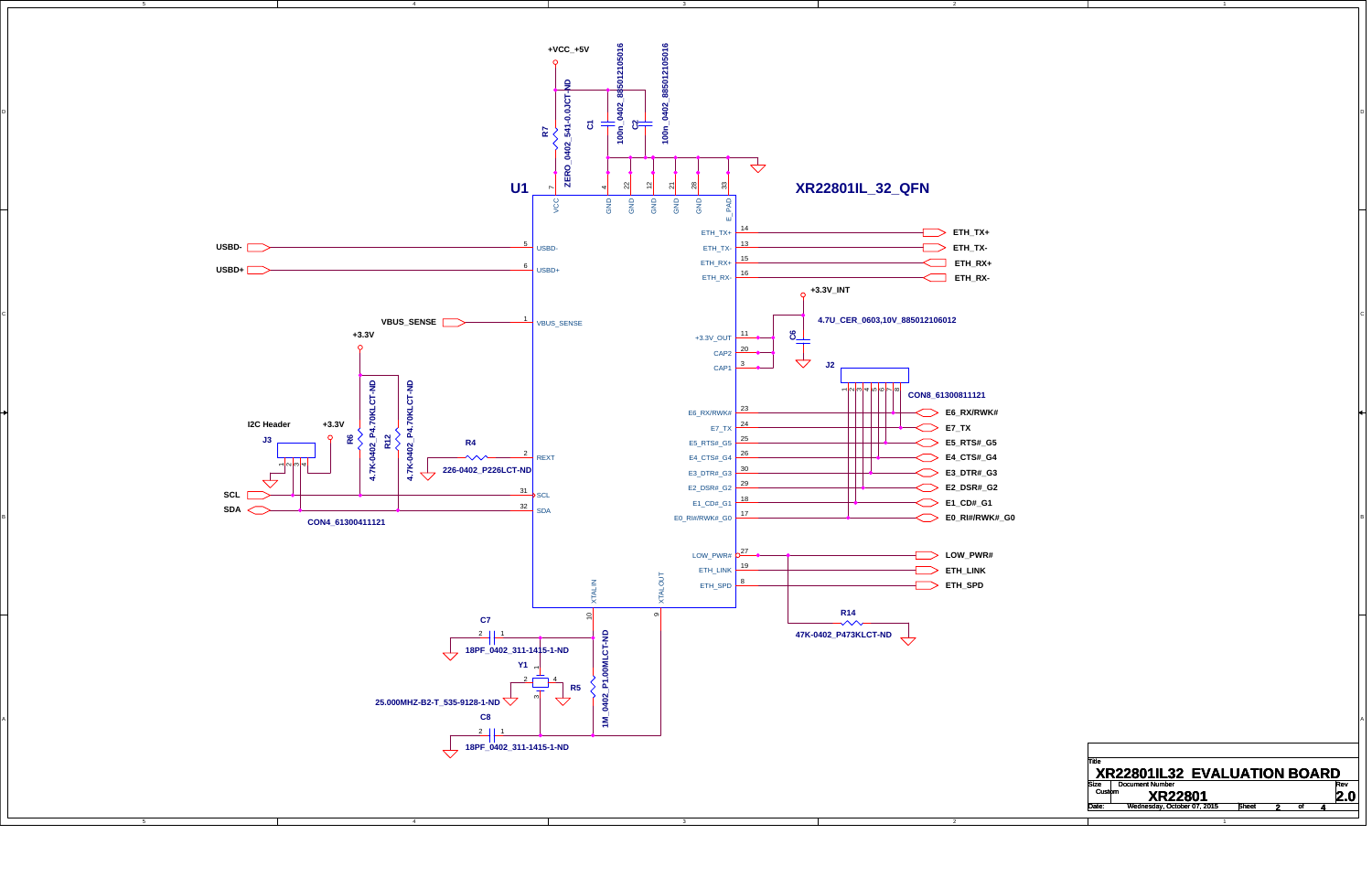# XR22801IL_32_QFN

**U1**

+VCC_+5V

R7 ZERO_0402_541-0.0JCT-ND

C1 100n_0402_885012105016

C2 100n_0402_885012105016

| Pin | Name |
|---|---|
| 7 | VCC |
| 4 | GND |
| 22 | GND |
| 12 | GND |
| 21 | GND |
| 28 | GND |
| 33 | E_PAD |
| 5 | USBD- |
| 6 | USBD+ |
| 1 | VBUS_SENSE |
| 2 | REXT |
| 31 | SCL |
| 32 | SDA |
| 10 | XTALIN |
| 9 | XTALOUT |
| 14 | ETH_TX+ |
| 13 | ETH_TX- |
| 15 | ETH_RX+ |
| 16 | ETH_RX- |
| 11 | +3.3V_OUT |
| 20 | CAP2 |
| 3 | CAP1 |
| 23 | E6_RX/RWK# |
| 24 | E7_TX |
| 25 | E5_RTS#_G5 |
| 26 | E4_CTS#_G4 |
| 30 | E3_DTR#_G3 |
| 29 | E2_DSR#_G2 |
| 18 | E1_CD#_G1 |
| 17 | E0_RI#/RWK#_G0 |
| 27 | LOW_PWR# |
| 19 | ETH_LINK |
| 8 | ETH_SPD |

Signals: USBD-, USBD+, VBUS_SENSE, SCL, SDA, ETH_TX+, ETH_TX-, ETH_RX+, ETH_RX-, E6_RX/RWK#, E7_TX, E5_RTS#_G5, E4_CTS#_G4, E3_DTR#_G3, E2_DSR#_G2, E1_CD#_G1, E0_RI#/RWK#_G0, LOW_PWR#, ETH_LINK, ETH_SPD

+3.3V_INT

C6 4.7U_CER_0603,10V_885012106012

J2 CON8_61300811121

I2C Header

J3 CON4_61300411121

+3.3V

R6 4.7K-0402_P4.70KLCT-ND

R12 4.7K-0402_P4.70KLCT-ND

R4 226-0402_P226LCT-ND

R14 47K-0402_P473KLCT-ND

C7 18PF_0402_311-1415-1-ND

C8 18PF_0402_311-1415-1-ND

Y1 25.000MHZ-B2-T_535-9128-1-ND

R5 1M_0402_P1.00MLCT-ND

| Title | XR22801IL32 EVALUATION BOARD | |
|---|---|---|
| Size: Custom | Document Number: XR22801 | Rev: 2.0 |
| Date: Wednesday, October 07, 2015 | Sheet 2 of 4 | |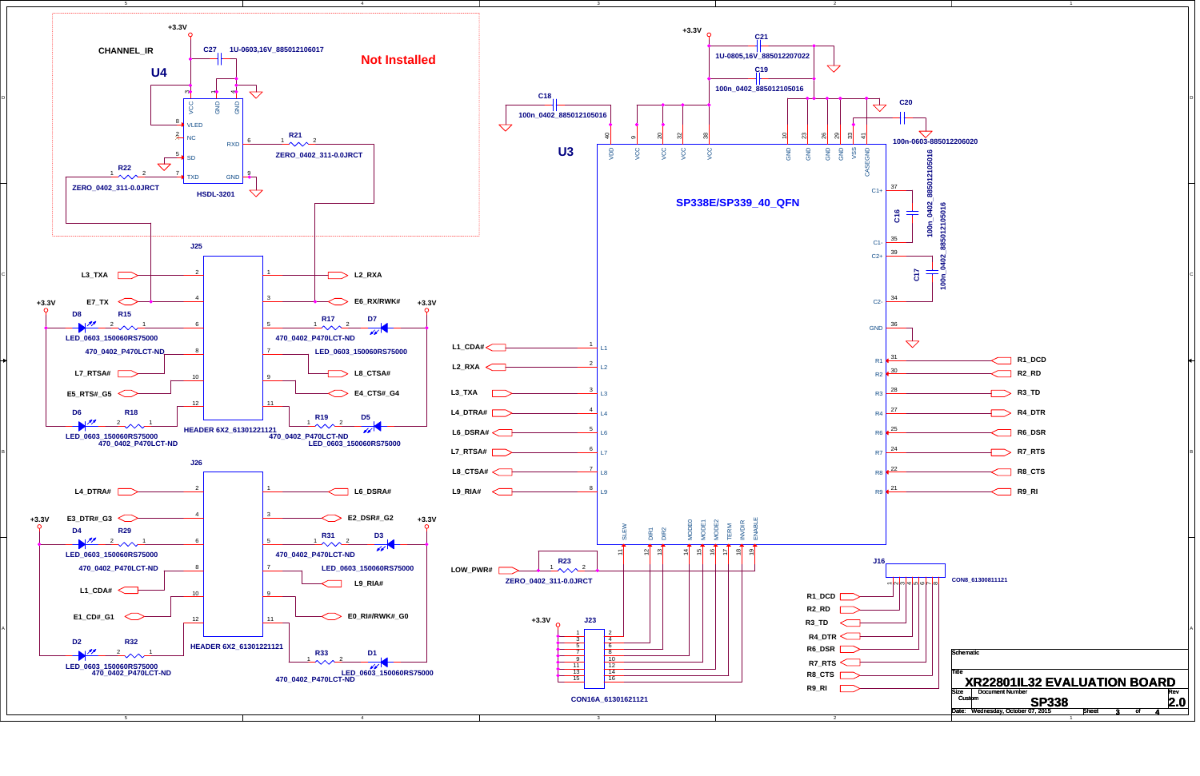CHANNEL_IR

U4

Not Installed

+3.3V

C27 1U-0603,16V_885012106017

HSDL-3201

VCC GND GND VLED NC SD TXD RXD GND

R21 ZERO_0402_311-0.0JRCT

R22 ZERO_0402_311-0.0JRCT

J25

HEADER 6X2_61301221121

L3_TXA
E7_TX
L7_RTSA#
E5_RTS#_G5
L2_RXA
E6_RX/RWK#
L8_CTSA#
E4_CTS#_G4

+3.3V

D8 R15 LED_0603_150060RS75000 470_0402_P470LCT-ND

R17 D7 470_0402_P470LCT-ND LED_0603_150060RS75000

D6 R18 LED_0603_150060RS75000 470_0402_P470LCT-ND

R19 D5 470_0402_P470LCT-ND LED_0603_150060RS75000

J26

HEADER 6X2_61301221121

L4_DTRA#
E3_DTR#_G3
L1_CDA#
E1_CD#_G1
L6_DSRA#
E2_DSR#_G2
L9_RIA#
E0_RI#/RWK#_G0

D4 R29 LED_0603_150060RS75000 470_0402_P470LCT-ND

R31 D3 470_0402_P470LCT-ND LED_0603_150060RS75000

D2 R32 LED_0603_150060RS75000 470_0402_P470LCT-ND

R33 D1 470_0402_P470LCT-ND LED_0603_150060RS75000

U3

SP338E/SP339_40_QFN

C18 100n_0402_885012105016

C21 1U-0805,16V_885012207022

C19 100n_0402_885012105016

C20 100n-0603-885012206020

C16 100n_0402_885012105016

C17 100n_0402_885012105016

VDD VCC VCC VCC VCC GND GND GND GND VSS CASEGND

C1+ C1- C2+ C2- GND

L1 L2 L3 L4 L5 L6 L7 L8 L9

R1 R2 R3 R4 R6 R7 R8 R9

SLEW DIR1 DIR2 MODE0 MODE1 MODE2 TERM INVDIR ENABLE

L1_CDA#
L2_RXA
L3_TXA
L4_DTRA#
L6_DSRA#
L7_RTSA#
L8_CTSA#
L9_RIA#

R1_DCD
R2_RD
R3_TD
R4_DTR
R6_DSR
R7_RTS
R8_CTS
R9_RI

LOW_PWR#

R23 ZERO_0402_311-0.0JRCT

J23 CON16A_61301621121

J16 CON8_61300811121

R1_DCD
R2_RD
R3_TD
R4_DTR
R6_DSR
R7_RTS
R8_CTS
R9_RI

| | |
|---|---|
| Schematic | |
| Title | XR22801IL32 EVALUATION BOARD |
| Size: Custom | Document Number: SP338 |
| Rev | 2.0 |
| Date: Wednesday, October 07, 2015 | Sheet 3 of 4 |